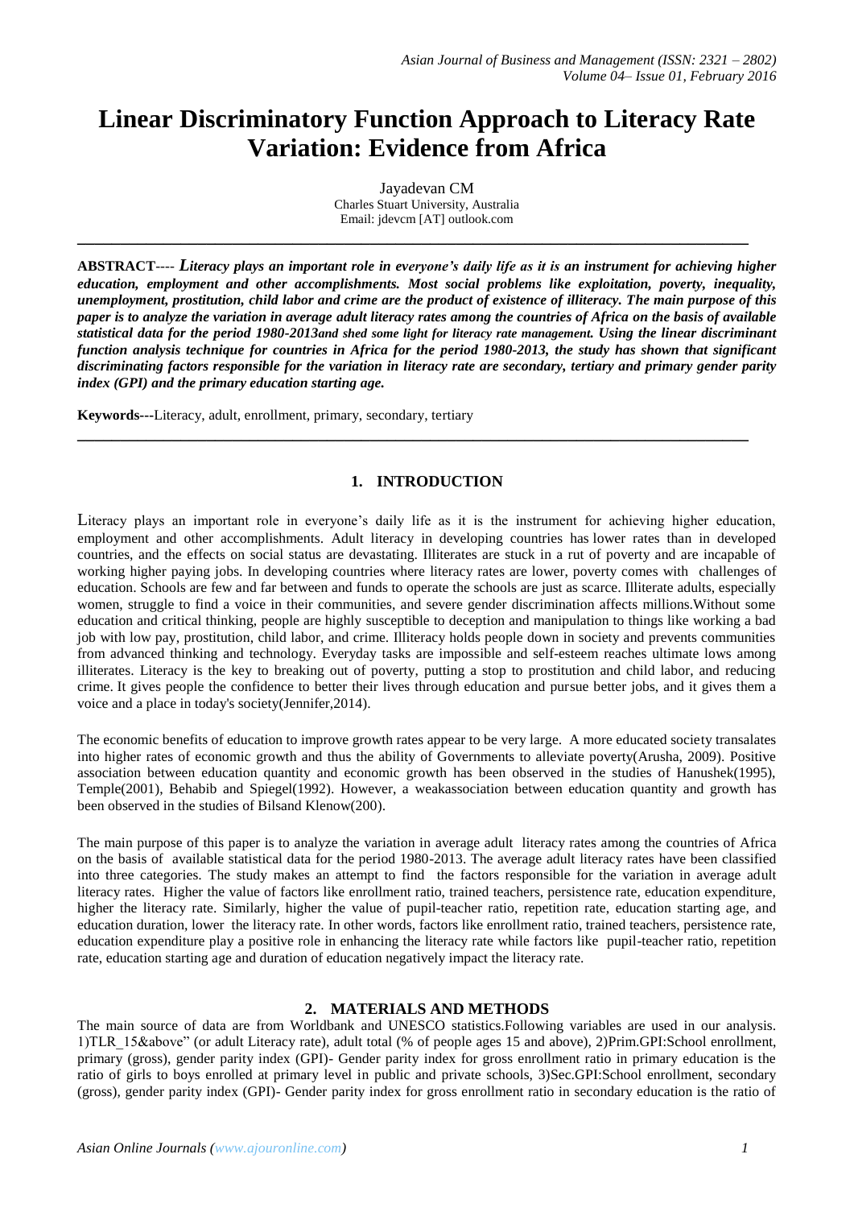# Linear Discriminatory Function Approach to Literacy Rate Variation: Evidence from Africa

Jayadevan CM
Charles Stuart University, Australia
Email: jdevcm [AT] outlook.com

---

**ABSTRACT**---- ***Literacy plays an important role in everyone's daily life as it is an instrument for achieving higher education, employment and other accomplishments. Most social problems like exploitation, poverty, inequality, unemployment, prostitution, child labor and crime are the product of existence of illiteracy. The main purpose of this paper is to analyze the variation in average adult literacy rates among the countries of Africa on the basis of available statistical data for the period 1980-2013and shed some light for literacy rate management. Using the linear discriminant function analysis technique for countries in Africa for the period 1980-2013, the study has shown that significant discriminating factors responsible for the variation in literacy rate are secondary, tertiary and primary gender parity index (GPI) and the primary education starting age.***

**Keywords---**Literacy, adult, enrollment, primary, secondary, tertiary

---

## 1. INTRODUCTION

Literacy plays an important role in everyone's daily life as it is the instrument for achieving higher education, employment and other accomplishments. Adult literacy in developing countries has lower rates than in developed countries, and the effects on social status are devastating. Illiterates are stuck in a rut of poverty and are incapable of working higher paying jobs. In developing countries where literacy rates are lower, poverty comes with challenges of education. Schools are few and far between and funds to operate the schools are just as scarce. Illiterate adults, especially women, struggle to find a voice in their communities, and severe gender discrimination affects millions.Without some education and critical thinking, people are highly susceptible to deception and manipulation to things like working a bad job with low pay, prostitution, child labor, and crime. Illiteracy holds people down in society and prevents communities from advanced thinking and technology. Everyday tasks are impossible and self-esteem reaches ultimate lows among illiterates. Literacy is the key to breaking out of poverty, putting a stop to prostitution and child labor, and reducing crime. It gives people the confidence to better their lives through education and pursue better jobs, and it gives them a voice and a place in today's society(Jennifer,2014).

The economic benefits of education to improve growth rates appear to be very large. A more educated society transalates into higher rates of economic growth and thus the ability of Governments to alleviate poverty(Arusha, 2009). Positive association between education quantity and economic growth has been observed in the studies of Hanushek(1995), Temple(2001), Behabib and Spiegel(1992). However, a weakassociation between education quantity and growth has been observed in the studies of Bilsand Klenow(200).

The main purpose of this paper is to analyze the variation in average adult literacy rates among the countries of Africa on the basis of available statistical data for the period 1980-2013. The average adult literacy rates have been classified into three categories. The study makes an attempt to find the factors responsible for the variation in average adult literacy rates. Higher the value of factors like enrollment ratio, trained teachers, persistence rate, education expenditure, higher the literacy rate. Similarly, higher the value of pupil-teacher ratio, repetition rate, education starting age, and education duration, lower the literacy rate. In other words, factors like enrollment ratio, trained teachers, persistence rate, education expenditure play a positive role in enhancing the literacy rate while factors like pupil-teacher ratio, repetition rate, education starting age and duration of education negatively impact the literacy rate.

## 2. MATERIALS AND METHODS

The main source of data are from Worldbank and UNESCO statistics.Following variables are used in our analysis. 1)TLR_15&above" (or adult Literacy rate), adult total (% of people ages 15 and above), 2)Prim.GPI:School enrollment, primary (gross), gender parity index (GPI)- Gender parity index for gross enrollment ratio in primary education is the ratio of girls to boys enrolled at primary level in public and private schools, 3)Sec.GPI:School enrollment, secondary (gross), gender parity index (GPI)- Gender parity index for gross enrollment ratio in secondary education is the ratio of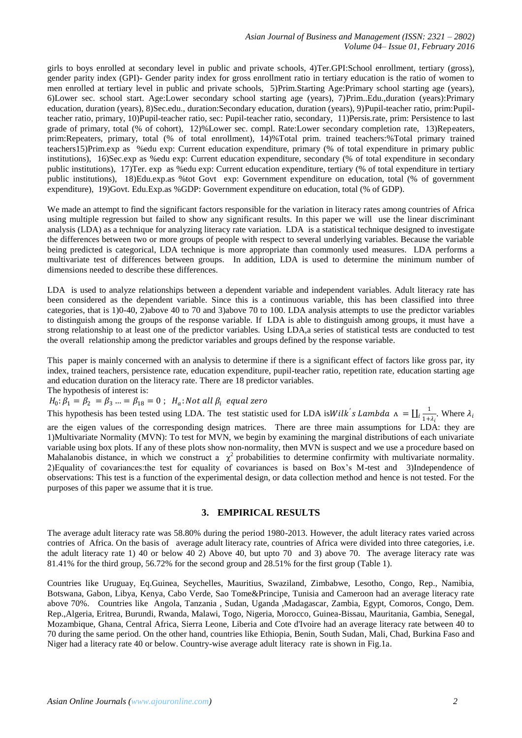girls to boys enrolled at secondary level in public and private schools, 4)Ter.GPI:School enrollment, tertiary (gross), gender parity index (GPI)- Gender parity index for gross enrollment ratio in tertiary education is the ratio of women to men enrolled at tertiary level in public and private schools, 5)Prim.Starting Age:Primary school starting age (years), 6)Lower sec. school start. Age:Lower secondary school starting age (years), 7)Prim..Edu.,duration (years):Primary education, duration (years), 8)Sec.edu., duration:Secondary education, duration (years), 9)Pupil-teacher ratio, prim:Pupil-teacher ratio, primary, 10)Pupil-teacher ratio, sec: Pupil-teacher ratio, secondary, 11)Persis.rate, prim: Persistence to last grade of primary, total (% of cohort), 12)%Lower sec. compl. Rate:Lower secondary completion rate, 13)Repeaters, prim:Repeaters, primary, total (% of total enrollment), 14)%Total prim. trained teachers:%Total primary trained teachers15)Prim.exp as %edu exp: Current education expenditure, primary (% of total expenditure in primary public institutions), 16)Sec.exp as %edu exp: Current education expenditure, secondary (% of total expenditure in secondary public institutions), 17)Ter. exp as %edu exp: Current education expenditure, tertiary (% of total expenditure in tertiary public institutions), 18)Edu.exp.as %tot Govt exp: Government expenditure on education, total (% of government expenditure), 19)Govt. Edu.Exp.as %GDP: Government expenditure on education, total (% of GDP).

We made an attempt to find the significant factors responsible for the variation in literacy rates among countries of Africa using multiple regression but failed to show any significant results. In this paper we will use the linear discriminant analysis (LDA) as a technique for analyzing literacy rate variation. LDA is a statistical technique designed to investigate the differences between two or more groups of people with respect to several underlying variables. Because the variable being predicted is categorical, LDA technique is more appropriate than commonly used measures. LDA performs a multivariate test of differences between groups. In addition, LDA is used to determine the minimum number of dimensions needed to describe these differences.

LDA is used to analyze relationships between a dependent variable and independent variables. Adult literacy rate has been considered as the dependent variable. Since this is a continuous variable, this has been classified into three categories, that is 1)0-40, 2)above 40 to 70 and 3)above 70 to 100. LDA analysis attempts to use the predictor variables to distinguish among the groups of the response variable. If LDA is able to distinguish among groups, it must have a strong relationship to at least one of the predictor variables. Using LDA,a series of statistical tests are conducted to test the overall relationship among the predictor variables and groups defined by the response variable.

This paper is mainly concerned with an analysis to determine if there is a significant effect of factors like gross par, ity index, trained teachers, persistence rate, education expenditure, pupil-teacher ratio, repetition rate, education starting age and education duration on the literacy rate. There are 18 predictor variables.

The hypothesis of interest is:

$H_0: \beta_1 = \beta_2 = \beta_3 \ldots = \beta_{18} = 0$ ; $H_a: Not\ all\ \beta_i\ equal\ zero$

This hypothesis has been tested using LDA. The test statistic used for LDA is $Wilk's\ Lambda\ \Lambda = \prod_i \frac{1}{1+\lambda_i}$. Where $\lambda_i$ are the eigen values of the corresponding design matrices. There are three main assumptions for LDA: they are 1)Multivariate Normality (MVN): To test for MVN, we begin by examining the marginal distributions of each univariate variable using box plots. If any of these plots show non-normality, then MVN is suspect and we use a procedure based on Mahalanobis distance, in which we construct a $\chi^2$ probabilities to determine confirmity with multivariate normality. 2)Equality of covariances:the test for equality of covariances is based on Box's M-test and 3)Independence of observations: This test is a function of the experimental design, or data collection method and hence is not tested. For the purposes of this paper we assume that it is true.

## 3. EMPIRICAL RESULTS

The average adult literacy rate was 58.80% during the period 1980-2013. However, the adult literacy rates varied across contries of Africa. On the basis of average adult literacy rate, countries of Africa were divided into three categories, i.e. the adult literacy rate 1) 40 or below 40 2) Above 40, but upto 70 and 3) above 70. The average literacy rate was 81.41% for the third group, 56.72% for the second group and 28.51% for the first group (Table 1).

Countries like Uruguay, Eq.Guinea, Seychelles, Mauritius, Swaziland, Zimbabwe, Lesotho, Congo, Rep., Namibia, Botswana, Gabon, Libya, Kenya, Cabo Verde, Sao Tome&Principe, Tunisia and Cameroon had an average literacy rate above 70%. Countries like Angola, Tanzania , Sudan, Uganda ,Madagascar, Zambia, Egypt, Comoros, Congo, Dem. Rep.,Algeria, Eritrea, Burundi, Rwanda, Malawi, Togo, Nigeria, Morocco, Guinea-Bissau, Mauritania, Gambia, Senegal, Mozambique, Ghana, Central Africa, Sierra Leone, Liberia and Cote d'Ivoire had an average literacy rate between 40 to 70 during the same period. On the other hand, countries like Ethiopia, Benin, South Sudan, Mali, Chad, Burkina Faso and Niger had a literacy rate 40 or below. Country-wise average adult literacy rate is shown in Fig.1a.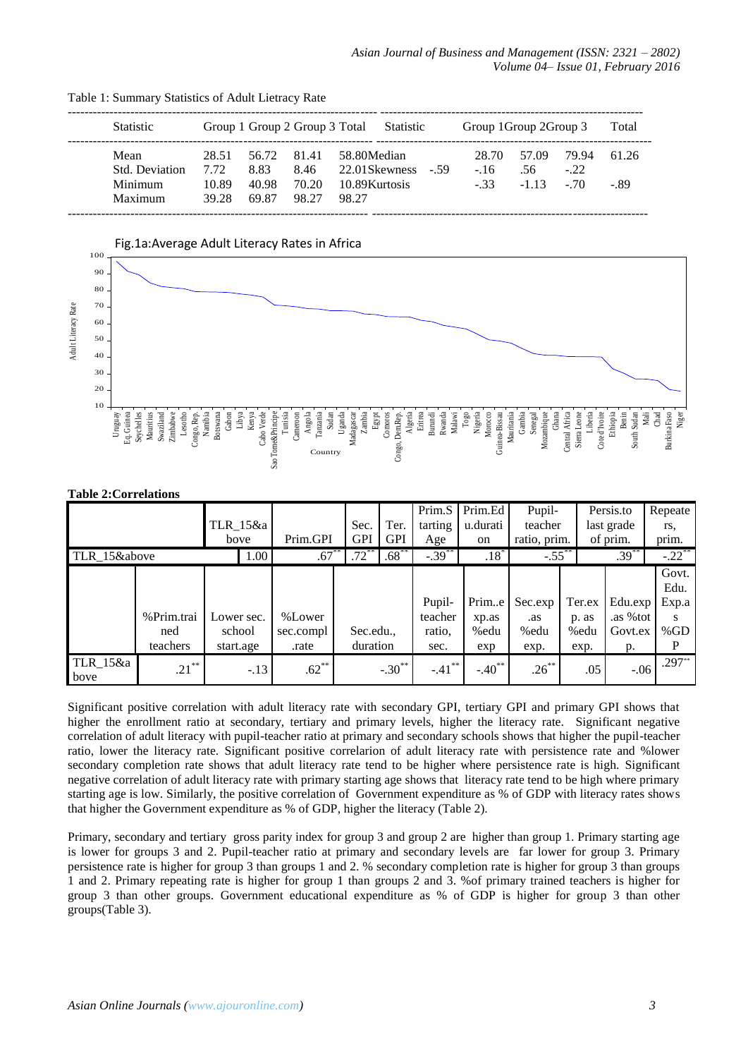Table 1: Summary Statistics of Adult Lietracy Rate

| Statistic | Group 1 | Group 2 | Group 3 | Total | Statistic | Group 1 | Group 2 | Group 3 | Total |
|---|---|---|---|---|---|---|---|---|---|
| Mean | 28.51 | 56.72 | 81.41 | 58.80 | Median | 28.70 | 57.09 | 79.94 | 61.26 |
| Std. Deviation | 7.72 | 8.83 | 8.46 | 22.01 | Skewness | -.59 | -.16 | .56 | -.22 |
| Minimum | 10.89 | 40.98 | 70.20 | 10.89 | Kurtosis | -.33 | -1.13 | -.70 | -.89 |
| Maximum | 39.28 | 69.87 | 98.27 | 98.27 | | | | | |

Fig.1a:Average Adult Literacy Rates in Africa

Adult Literacy Rate

100
90
80
70
60
50
40
30
20
10

Uruguay
Eq.Guinea
Seychelles
Mauritius
Swaziland
Zimbabwe
Lesotho
Congo, Rep.
Namibia
Botswana
Gabon
Libya
Kenya
Cabo Verde
Sao Tome&Principe
Tunisia
Cameroon
Angola
Tanzania
Sudan
Uganda
Madagascar
Zambia
Egypt
Comoros
Congo, Dem.Rep.
Algeria
Eritrea
Burundi
Rwanda
Malawi
Togo
Nigeria
Morocco
Guinea-Bissau
Mauritania
Gambia
Senegal
Mozambique
Ghana
Central Africa
Sierra Leone
Liberia
Cote d'Ivoire
Ethiopia
Benin
South Sudan
Mali
Chad
Burkina Faso
Niger

Country

**Table 2:Correlations**

| | TLR_15&above | Prim.GPI | Sec. GPI | Ter. GPI | Prim.Starting Age | Prim.Edu.duration | Pupil-teacher ratio, prim. | Persis.to last grade of prim. | Repeaters, prim. |
|---|---|---|---|---|---|---|---|---|---|
| TLR_15&above | 1.00 | .67** | .72** | .68** | -.39** | .18* | -.55** | .39** | -.22** |

| | %Prim.trained teachers | Lower sec. school start.age | %Lower sec.compl .rate | Sec.edu., duration | Pupil-teacher ratio, sec. | Prim..exp.as %edu exp | Sec.exp.as %edu exp. | Ter.exp. as %edu exp. | Edu.exp.as %tot Govt.exp. | Govt. Edu. Exp.as %GDP |
|---|---|---|---|---|---|---|---|---|---|---|
| TLR_15&above | .21** | -.13 | .62** | -.30** | -.41** | -.40** | .26** | .05 | -.06 | .297** |

Significant positive correlation with adult literacy rate with secondary GPI, tertiary GPI and primary GPI shows that higher the enrollment ratio at secondary, tertiary and primary levels, higher the literacy rate. Significant negative correlation of adult literacy with pupil-teacher ratio at primary and secondary schools shows that higher the pupil-teacher ratio, lower the literacy rate. Significant positive correlarion of adult literacy rate with persistence rate and %lower secondary completion rate shows that adult literacy rate tend to be higher where persistence rate is high. Significant negative correlation of adult literacy rate with primary starting age shows that literacy rate tend to be high where primary starting age is low. Similarly, the positive correlation of Government expenditure as % of GDP with literacy rates shows that higher the Government expenditure as % of GDP, higher the literacy (Table 2).

Primary, secondary and tertiary gross parity index for group 3 and group 2 are higher than group 1. Primary starting age is lower for groups 3 and 2. Pupil-teacher ratio at primary and secondary levels are far lower for group 3. Primary persistence rate is higher for group 3 than groups 1 and 2. % secondary completion rate is higher for group 3 than groups 1 and 2. Primary repeating rate is higher for group 1 than groups 2 and 3. %of primary trained teachers is higher for group 3 than other groups. Government educational expenditure as % of GDP is higher for group 3 than other groups(Table 3).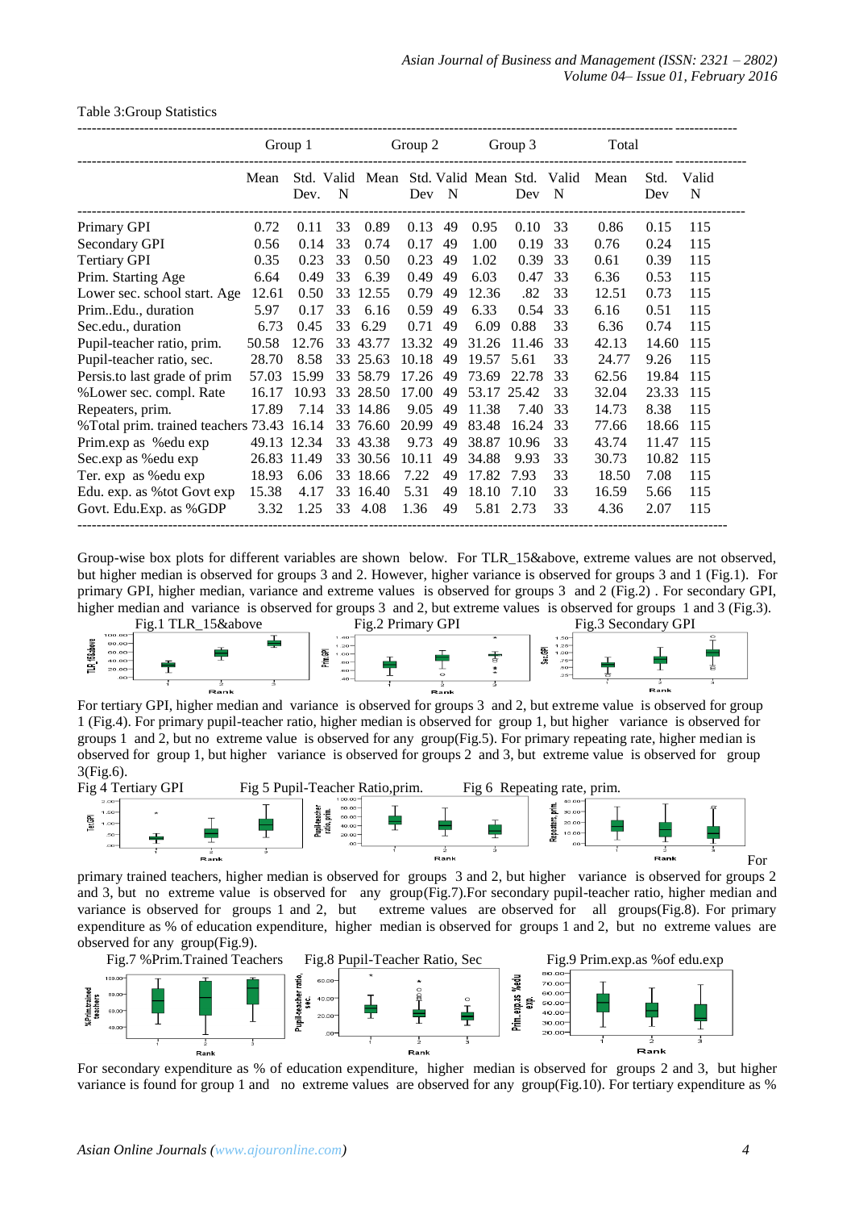Table 3:Group Statistics

| | Group 1 | | | Group 2 | | | Group 3 | | | Total | | |
|---|---|---|---|---|---|---|---|---|---|---|---|---|
| | Mean | Std. Dev. | Valid N | Mean | Std. Dev | Valid N | Mean | Std. Dev | Valid N | Mean | Std. Dev | Valid N |
| Primary GPI | 0.72 | 0.11 | 33 | 0.89 | 0.13 | 49 | 0.95 | 0.10 | 33 | 0.86 | 0.15 | 115 |
| Secondary GPI | 0.56 | 0.14 | 33 | 0.74 | 0.17 | 49 | 1.00 | 0.19 | 33 | 0.76 | 0.24 | 115 |
| Tertiary GPI | 0.35 | 0.23 | 33 | 0.50 | 0.23 | 49 | 1.02 | 0.39 | 33 | 0.61 | 0.39 | 115 |
| Prim. Starting Age | 6.64 | 0.49 | 33 | 6.39 | 0.49 | 49 | 6.03 | 0.47 | 33 | 6.36 | 0.53 | 115 |
| Lower sec. school start. Age | 12.61 | 0.50 | 33 | 12.55 | 0.79 | 49 | 12.36 | .82 | 33 | 12.51 | 0.73 | 115 |
| Prim..Edu., duration | 5.97 | 0.17 | 33 | 6.16 | 0.59 | 49 | 6.33 | 0.54 | 33 | 6.16 | 0.51 | 115 |
| Sec.edu., duration | 6.73 | 0.45 | 33 | 6.29 | 0.71 | 49 | 6.09 | 0.88 | 33 | 6.36 | 0.74 | 115 |
| Pupil-teacher ratio, prim. | 50.58 | 12.76 | 33 | 43.77 | 13.32 | 49 | 31.26 | 11.46 | 33 | 42.13 | 14.60 | 115 |
| Pupil-teacher ratio, sec. | 28.70 | 8.58 | 33 | 25.63 | 10.18 | 49 | 19.57 | 5.61 | 33 | 24.77 | 9.26 | 115 |
| Persis.to last grade of prim | 57.03 | 15.99 | 33 | 58.79 | 17.26 | 49 | 73.69 | 22.78 | 33 | 62.56 | 19.84 | 115 |
| %Lower sec. compl. Rate | 16.17 | 10.93 | 33 | 28.50 | 17.00 | 49 | 53.17 | 25.42 | 33 | 32.04 | 23.33 | 115 |
| Repeaters, prim. | 17.89 | 7.14 | 33 | 14.86 | 9.05 | 49 | 11.38 | 7.40 | 33 | 14.73 | 8.38 | 115 |
| %Total prim. trained teachers | 73.43 | 16.14 | 33 | 76.60 | 20.99 | 49 | 83.48 | 16.24 | 33 | 77.66 | 18.66 | 115 |
| Prim.exp as %edu exp | 49.13 | 12.34 | 33 | 43.38 | 9.73 | 49 | 38.87 | 10.96 | 33 | 43.74 | 11.47 | 115 |
| Sec.exp as %edu exp | 26.83 | 11.49 | 33 | 30.56 | 10.11 | 49 | 34.88 | 9.93 | 33 | 30.73 | 10.82 | 115 |
| Ter. exp as %edu exp | 18.93 | 6.06 | 33 | 18.66 | 7.22 | 49 | 17.82 | 7.93 | 33 | 18.50 | 7.08 | 115 |
| Edu. exp. as %tot Govt exp | 15.38 | 4.17 | 33 | 16.40 | 5.31 | 49 | 18.10 | 7.10 | 33 | 16.59 | 5.66 | 115 |
| Govt. Edu.Exp. as %GDP | 3.32 | 1.25 | 33 | 4.08 | 1.36 | 49 | 5.81 | 2.73 | 33 | 4.36 | 2.07 | 115 |

Group-wise box plots for different variables are shown below. For TLR_15&above, extreme values are not observed, but higher median is observed for groups 3 and 2. However, higher variance is observed for groups 3 and 1 (Fig.1). For primary GPI, higher median, variance and extreme values is observed for groups 3 and 2 (Fig.2) . For secondary GPI, higher median and variance is observed for groups 3 and 2, but extreme values is observed for groups 1 and 3 (Fig.3).

Fig.1 TLR_15&above

Fig.2 Primary GPI

Fig.3 Secondary GPI

For tertiary GPI, higher median and variance is observed for groups 3 and 2, but extreme value is observed for group 1 (Fig.4). For primary pupil-teacher ratio, higher median is observed for group 1, but higher variance is observed for groups 1 and 2, but no extreme value is observed for any group(Fig.5). For primary repeating rate, higher median is observed for group 1, but higher variance is observed for groups 2 and 3, but extreme value is observed for group 3(Fig.6).

Fig 4 Tertiary GPI

Fig 5 Pupil-Teacher Ratio,prim.

Fig 6 Repeating rate, prim.

For primary trained teachers, higher median is observed for groups 3 and 2, but higher variance is observed for groups 2 and 3, but no extreme value is observed for any group(Fig.7).For secondary pupil-teacher ratio, higher median and variance is observed for groups 1 and 2, but extreme values are observed for all groups(Fig.8). For primary expenditure as % of education expenditure, higher median is observed for groups 1 and 2, but no extreme values are observed for any group(Fig.9).

Fig.7 %Prim.Trained Teachers

Fig.8 Pupil-Teacher Ratio, Sec

Fig.9 Prim.exp.as %of edu.exp

For secondary expenditure as % of education expenditure, higher median is observed for groups 2 and 3, but higher variance is found for group 1 and no extreme values are observed for any group(Fig.10). For tertiary expenditure as %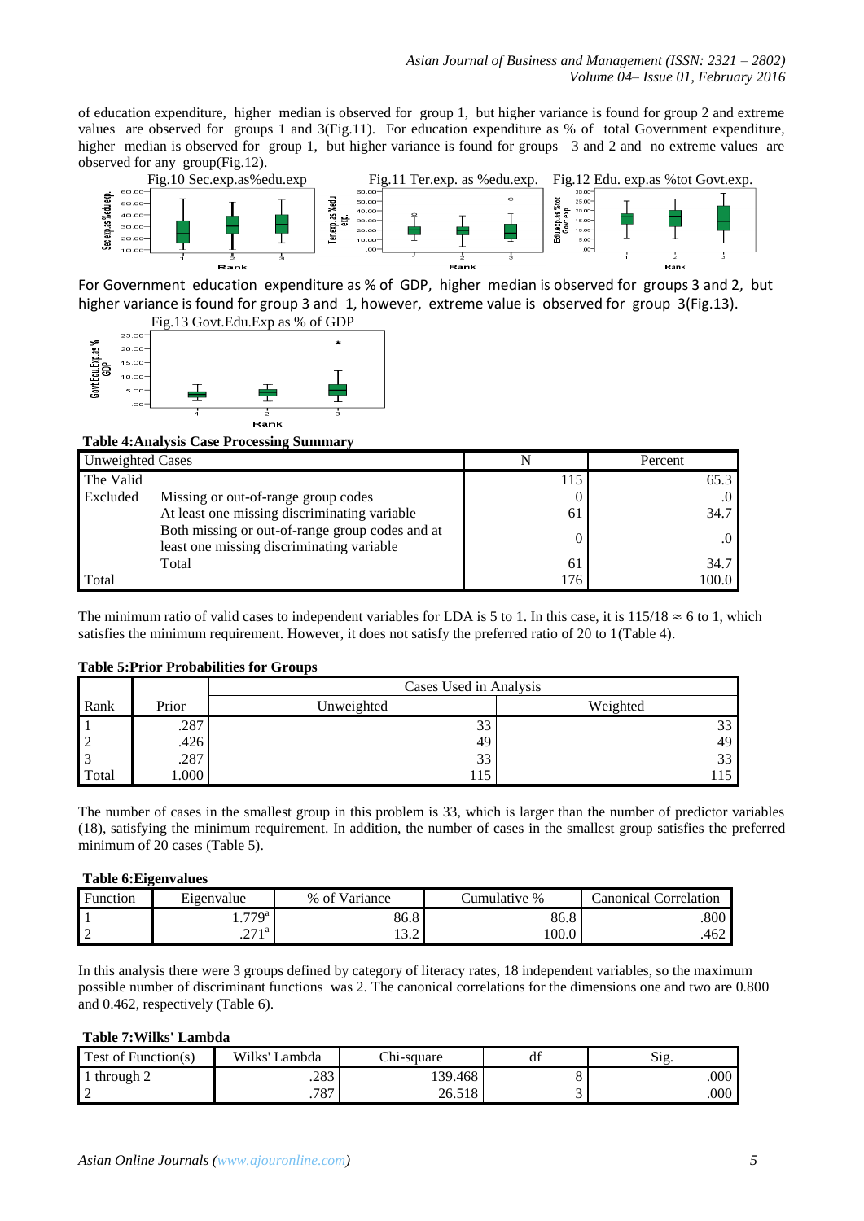of education expenditure, higher median is observed for group 1, but higher variance is found for group 2 and extreme values are observed for groups 1 and 3(Fig.11). For education expenditure as % of total Government expenditure, higher median is observed for group 1, but higher variance is found for groups 3 and 2 and no extreme values are observed for any group(Fig.12).

Fig.10 Sec.exp.as%edu.exp

Sec.exp.as %edu exp.
60.00
50.00
40.00
30.00
20.00
10.00
1
2
3
Rank

Fig.11 Ter.exp. as %edu.exp.

Ter.exp. as %edu exp.
60.00
50.00
40.00
30.00
20.00
10.00
.00
1
2
3
Rank

Fig.12 Edu. exp.as %tot Govt.exp.

Edu.exp.as %tot Govt.exp.
30.00
25.00
20.00
15.00
10.00
5.00
.00
1
2
3
Rank

For Government education expenditure as % of GDP, higher median is observed for groups 3 and 2, but higher variance is found for group 3 and 1, however, extreme value is observed for group 3(Fig.13).

Fig.13 Govt.Edu.Exp as % of GDP

Govt.Edu.Exp.as % GDP
25.00
20.00
15.00
10.00
5.00
.00
1
2
3
Rank

**Table 4:Analysis Case Processing Summary**

| Unweighted Cases | | N | Percent |
|---|---|---|---|
| The Valid | | 115 | 65.3 |
| Excluded | Missing or out-of-range group codes | 0 | .0 |
| | At least one missing discriminating variable | 61 | 34.7 |
| | Both missing or out-of-range group codes and at least one missing discriminating variable | 0 | .0 |
| | Total | 61 | 34.7 |
| Total | | 176 | 100.0 |

The minimum ratio of valid cases to independent variables for LDA is 5 to 1. In this case, it is 115/18 ≈ 6 to 1, which satisfies the minimum requirement. However, it does not satisfy the preferred ratio of 20 to 1(Table 4).

**Table 5:Prior Probabilities for Groups**

| Rank | Prior | Cases Used in Analysis | |
|---|---|---|---|
| | | Unweighted | Weighted |
| 1 | .287 | 33 | 33 |
| 2 | .426 | 49 | 49 |
| 3 | .287 | 33 | 33 |
| Total | 1.000 | 115 | 115 |

The number of cases in the smallest group in this problem is 33, which is larger than the number of predictor variables (18), satisfying the minimum requirement. In addition, the number of cases in the smallest group satisfies the preferred minimum of 20 cases (Table 5).

**Table 6:Eigenvalues**

| Function | Eigenvalue | % of Variance | Cumulative % | Canonical Correlation |
|---|---|---|---|---|
| 1 | 1.779[a] | 86.8 | 86.8 | .800 |
| 2 | .271[a] | 13.2 | 100.0 | .462 |

In this analysis there were 3 groups defined by category of literacy rates, 18 independent variables, so the maximum possible number of discriminant functions was 2. The canonical correlations for the dimensions one and two are 0.800 and 0.462, respectively (Table 6).

**Table 7:Wilks' Lambda**

| Test of Function(s) | Wilks' Lambda | Chi-square | df | Sig. |
|---|---|---|---|---|
| 1 through 2 | .283 | 139.468 | 8 | .000 |
| 2 | .787 | 26.518 | 3 | .000 |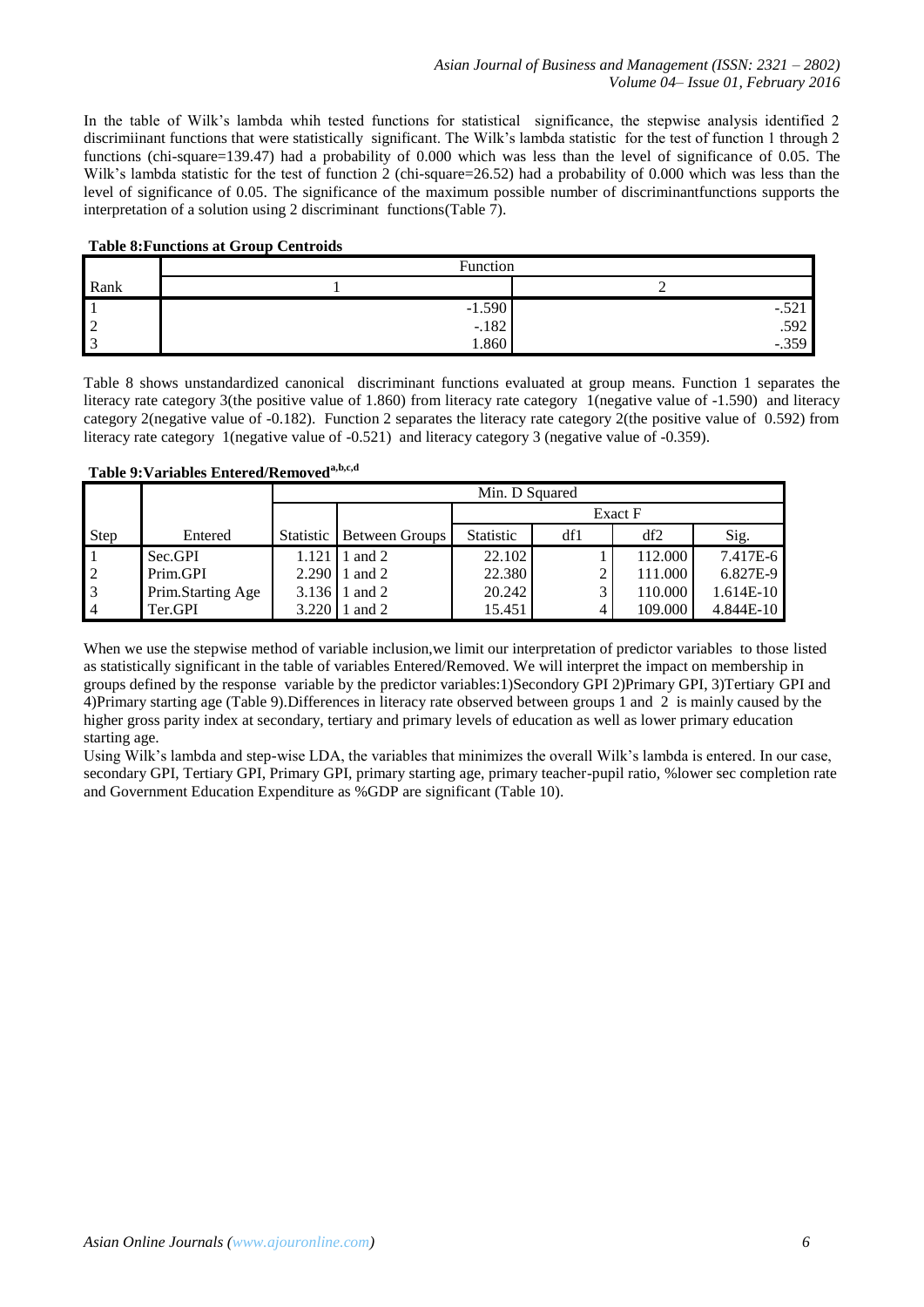In the table of Wilk's lambda whih tested functions for statistical significance, the stepwise analysis identified 2 discrimiinant functions that were statistically significant. The Wilk's lambda statistic for the test of function 1 through 2 functions (chi-square=139.47) had a probability of 0.000 which was less than the level of significance of 0.05. The Wilk's lambda statistic for the test of function 2 (chi-square=26.52) had a probability of 0.000 which was less than the level of significance of 0.05. The significance of the maximum possible number of discriminantfunctions supports the interpretation of a solution using 2 discriminant functions(Table 7).

**Table 8:Functions at Group Centroids**

| | Function | |
|---|---|---|
| Rank | 1 | 2 |
| 1 | -1.590 | -.521 |
| 2 | -.182 | .592 |
| 3 | 1.860 | -.359 |

Table 8 shows unstandardized canonical discriminant functions evaluated at group means. Function 1 separates the literacy rate category 3(the positive value of 1.860) from literacy rate category 1(negative value of -1.590) and literacy category 2(negative value of -0.182). Function 2 separates the literacy rate category 2(the positive value of 0.592) from literacy rate category 1(negative value of -0.521) and literacy category 3 (negative value of -0.359).

**Table 9:Variables Entered/Removed[a,b,c,d]**

| | | Min. D Squared | | | | | |
|---|---|---|---|---|---|---|---|
| | | | | Exact F | | | |
| Step | Entered | Statistic | Between Groups | Statistic | df1 | df2 | Sig. |
| 1 | Sec.GPI | 1.121 | 1 and 2 | 22.102 | 1 | 112.000 | 7.417E-6 |
| 2 | Prim.GPI | 2.290 | 1 and 2 | 22.380 | 2 | 111.000 | 6.827E-9 |
| 3 | Prim.Starting Age | 3.136 | 1 and 2 | 20.242 | 3 | 110.000 | 1.614E-10 |
| 4 | Ter.GPI | 3.220 | 1 and 2 | 15.451 | 4 | 109.000 | 4.844E-10 |

When we use the stepwise method of variable inclusion,we limit our interpretation of predictor variables to those listed as statistically significant in the table of variables Entered/Removed. We will interpret the impact on membership in groups defined by the response variable by the predictor variables:1)Secondory GPI 2)Primary GPI, 3)Tertiary GPI and 4)Primary starting age (Table 9).Differences in literacy rate observed between groups 1 and 2 is mainly caused by the higher gross parity index at secondary, tertiary and primary levels of education as well as lower primary education starting age.

Using Wilk's lambda and step-wise LDA, the variables that minimizes the overall Wilk's lambda is entered. In our case, secondary GPI, Tertiary GPI, Primary GPI, primary starting age, primary teacher-pupil ratio, %lower sec completion rate and Government Education Expenditure as %GDP are significant (Table 10).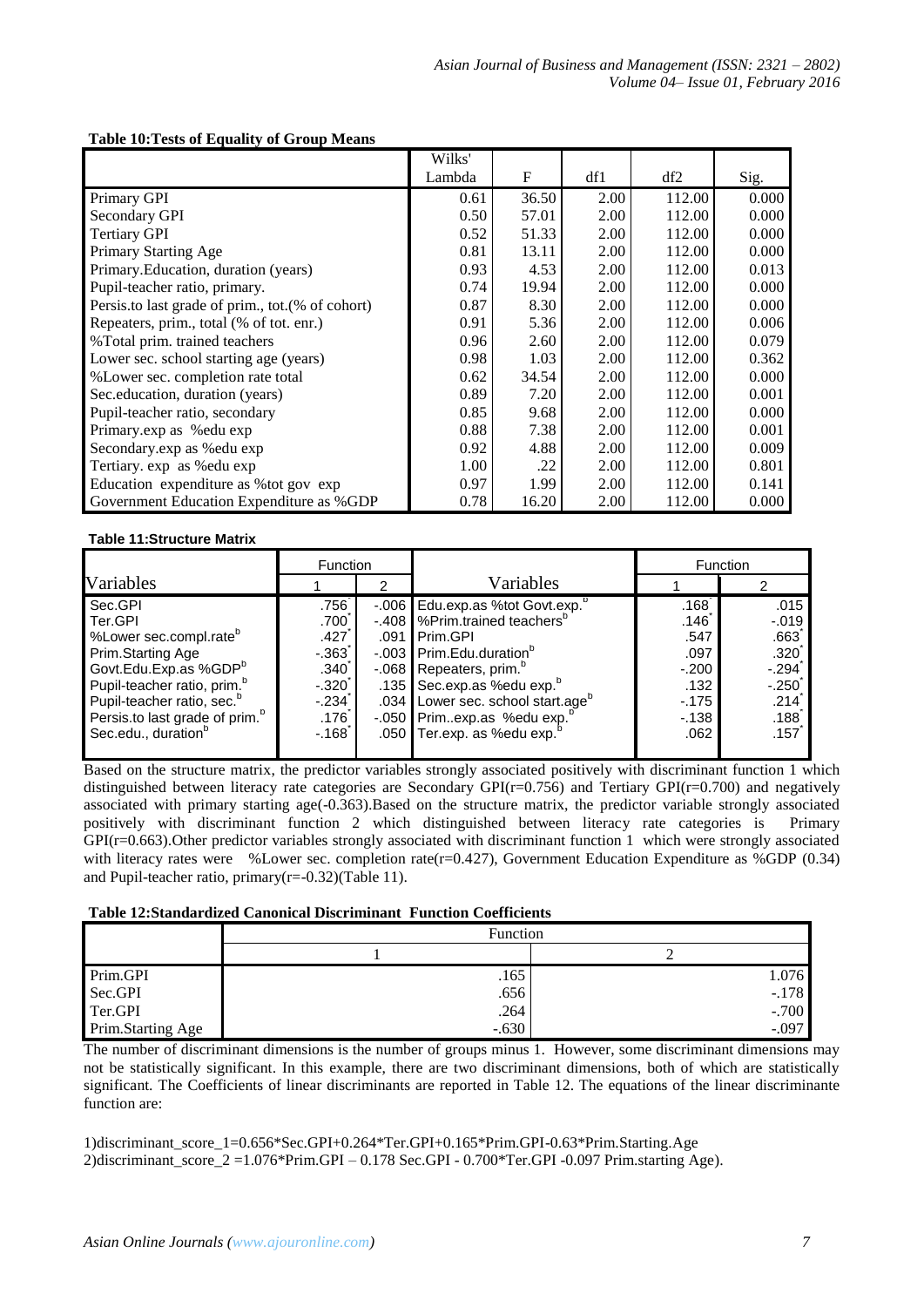**Table 10:Tests of Equality of Group Means**

| | Wilks' Lambda | F | df1 | df2 | Sig. |
|---|---|---|---|---|---|
| Primary GPI | 0.61 | 36.50 | 2.00 | 112.00 | 0.000 |
| Secondary GPI | 0.50 | 57.01 | 2.00 | 112.00 | 0.000 |
| Tertiary GPI | 0.52 | 51.33 | 2.00 | 112.00 | 0.000 |
| Primary Starting Age | 0.81 | 13.11 | 2.00 | 112.00 | 0.000 |
| Primary.Education, duration (years) | 0.93 | 4.53 | 2.00 | 112.00 | 0.013 |
| Pupil-teacher ratio, primary. | 0.74 | 19.94 | 2.00 | 112.00 | 0.000 |
| Persis.to last grade of prim., tot.(% of cohort) | 0.87 | 8.30 | 2.00 | 112.00 | 0.000 |
| Repeaters, prim., total (% of tot. enr.) | 0.91 | 5.36 | 2.00 | 112.00 | 0.006 |
| %Total prim. trained teachers | 0.96 | 2.60 | 2.00 | 112.00 | 0.079 |
| Lower sec. school starting age (years) | 0.98 | 1.03 | 2.00 | 112.00 | 0.362 |
| %Lower sec. completion rate total | 0.62 | 34.54 | 2.00 | 112.00 | 0.000 |
| Sec.education, duration (years) | 0.89 | 7.20 | 2.00 | 112.00 | 0.001 |
| Pupil-teacher ratio, secondary | 0.85 | 9.68 | 2.00 | 112.00 | 0.000 |
| Primary.exp as %edu exp | 0.88 | 7.38 | 2.00 | 112.00 | 0.001 |
| Secondary.exp as %edu exp | 0.92 | 4.88 | 2.00 | 112.00 | 0.009 |
| Tertiary. exp as %edu exp | 1.00 | .22 | 2.00 | 112.00 | 0.801 |
| Education expenditure as %tot gov exp | 0.97 | 1.99 | 2.00 | 112.00 | 0.141 |
| Government Education Expenditure as %GDP | 0.78 | 16.20 | 2.00 | 112.00 | 0.000 |

**Table 11:Structure Matrix**

| Variables | Function | | Variables | Function | |
|---|---|---|---|---|---|
| | 1 | 2 | | 1 | 2 |
| Sec.GPI | .756* | -.006 | Edu.exp.as %tot Govt.exp.[b] | .168* | .015 |
| Ter.GPI | .700* | -.408 | %Prim.trained teachers[b] | .146* | -.019 |
| %Lower sec.compl.rate[b] | .427* | .091 | Prim.GPI | .547 | .663* |
| Prim.Starting Age | -.363* | -.003 | Prim.Edu.duration[b] | .097 | .320* |
| Govt.Edu.Exp.as %GDP[b] | .340* | -.068 | Repeaters, prim.[b] | -.200 | -.294* |
| Pupil-teacher ratio, prim.[b] | -.320* | .135 | Sec.exp.as %edu exp.[b] | .132 | -.250* |
| Pupil-teacher ratio, sec.[b] | -.234* | .034 | Lower sec. school start.age[b] | -.175 | .214* |
| Persis.to last grade of prim.[b] | .176* | -.050 | Prim..exp.as %edu exp.[b] | -.138 | .188* |
| Sec.edu., duration[b] | -.168* | .050 | Ter.exp. as %edu exp.[b] | .062 | .157* |

Based on the structure matrix, the predictor variables strongly associated positively with discriminant function 1 which distinguished between literacy rate categories are Secondary GPI(r=0.756) and Tertiary GPI(r=0.700) and negatively associated with primary starting age(-0.363).Based on the structure matrix, the predictor variable strongly associated positively with discriminant function 2 which distinguished between literacy rate categories is Primary GPI(r=0.663).Other predictor variables strongly associated with discriminant function 1 which were strongly associated with literacy rates were %Lower sec. completion rate(r=0.427), Government Education Expenditure as %GDP (0.34) and Pupil-teacher ratio, primary(r=-0.32)(Table 11).

**Table 12:Standardized Canonical Discriminant Function Coefficients**

| | Function | |
|---|---|---|
| | 1 | 2 |
| Prim.GPI | .165 | 1.076 |
| Sec.GPI | .656 | -.178 |
| Ter.GPI | .264 | -.700 |
| Prim.Starting Age | -.630 | -.097 |

The number of discriminant dimensions is the number of groups minus 1. However, some discriminant dimensions may not be statistically significant. In this example, there are two discriminant dimensions, both of which are statistically significant. The Coefficients of linear discriminants are reported in Table 12. The equations of the linear discriminante function are:

1)discriminant_score_1=0.656*Sec.GPI+0.264*Ter.GPI+0.165*Prim.GPI-0.63*Prim.Starting.Age
2)discriminant_score_2 =1.076*Prim.GPI – 0.178 Sec.GPI - 0.700*Ter.GPI -0.097 Prim.starting Age).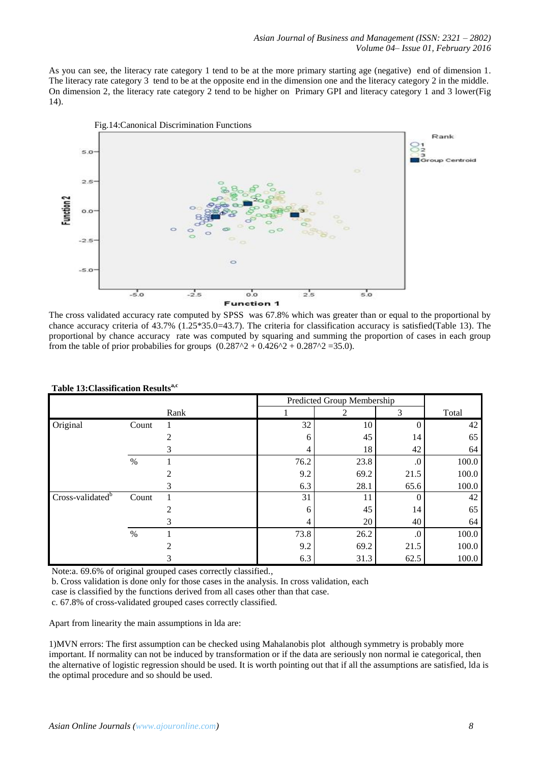As you can see, the literacy rate category 1 tend to be at the more primary starting age (negative) end of dimension 1. The literacy rate category 3 tend to be at the opposite end in the dimension one and the literacy category 2 in the middle. On dimension 2, the literacy rate category 2 tend to be higher on Primary GPI and literacy category 1 and 3 lower(Fig 14).

Fig.14:Canonical Discrimination Functions

Rank
1
2
3
Group Centroid

Function 2
5.0
2.5
0.0
-2.5
-5.0

Function 1
-5.0
-2.5
0.0
2.5
5.0

The cross validated accuracy rate computed by SPSS was 67.8% which was greater than or equal to the proportional by chance accuracy criteria of 43.7% (1.25*35.0=43.7). The criteria for classification accuracy is satisfied(Table 13). The proportional by chance accuracy rate was computed by squaring and summing the proportion of cases in each group from the table of prior probabilities for groups (0.287^2 + 0.426^2 + 0.287^2 =35.0).

**Table 13:Classification Results[a,c]**

| | | | Predicted Group Membership | | | |
|---|---|---|---|---|---|---|
| | | Rank | 1 | 2 | 3 | Total |
| Original | Count | 1 | 32 | 10 | 0 | 42 |
| | | 2 | 6 | 45 | 14 | 65 |
| | | 3 | 4 | 18 | 42 | 64 |
| | % | 1 | 76.2 | 23.8 | .0 | 100.0 |
| | | 2 | 9.2 | 69.2 | 21.5 | 100.0 |
| | | 3 | 6.3 | 28.1 | 65.6 | 100.0 |
| Cross-validated[b] | Count | 1 | 31 | 11 | 0 | 42 |
| | | 2 | 6 | 45 | 14 | 65 |
| | | 3 | 4 | 20 | 40 | 64 |
| | % | 1 | 73.8 | 26.2 | .0 | 100.0 |
| | | 2 | 9.2 | 69.2 | 21.5 | 100.0 |
| | | 3 | 6.3 | 31.3 | 62.5 | 100.0 |

Note:a. 69.6% of original grouped cases correctly classified.,

b. Cross validation is done only for those cases in the analysis. In cross validation, each case is classified by the functions derived from all cases other than that case.

c. 67.8% of cross-validated grouped cases correctly classified.

Apart from linearity the main assumptions in lda are:

1)MVN errors: The first assumption can be checked using Mahalanobis plot although symmetry is probably more important. If normality can not be induced by transformation or if the data are seriously non normal ie categorical, then the alternative of logistic regression should be used. It is worth pointing out that if all the assumptions are satisfied, lda is the optimal procedure and so should be used.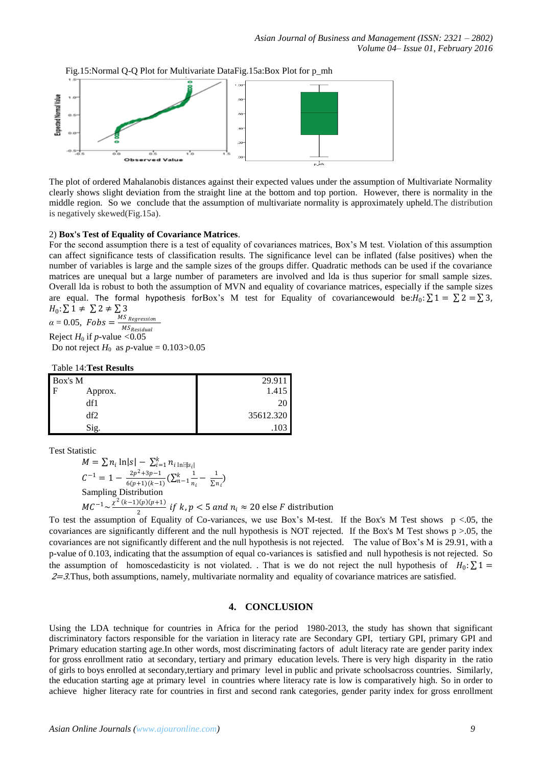Fig.15:Normal Q-Q Plot for Multivariate DataFig.15a:Box Plot for p_mh

Expected Normal Value

Observed Value

p_mh

The plot of ordered Mahalanobis distances against their expected values under the assumption of Multivariate Normality clearly shows slight deviation from the straight line at the bottom and top portion. However, there is normality in the middle region. So we conclude that the assumption of multivariate normality is approximately upheld.The distribution is negatively skewed(Fig.15a).

2) **Box's Test of Equality of Covariance Matrices**.

For the second assumption there is a test of equality of covariances matrices, Box's M test. Violation of this assumption can affect significance tests of classification results. The significance level can be inflated (false positives) when the number of variables is large and the sample sizes of the groups differ. Quadratic methods can be used if the covariance matrices are unequal but a large number of parameters are involved and lda is thus superior for small sample sizes. Overall lda is robust to both the assumption of MVN and equality of covariance matrices, especially if the sample sizes are equal. The formal hypothesis forBox's M test for Equality of covariancewould be:$H_0: \sum 1 = \sum 2 = \sum 3$, $H_0: \sum 1 \neq \sum 2 \neq \sum 3$

$\alpha = 0.05$, $Fobs = \frac{MS_{Regression}}{MS_{Residual}}$

Reject $H_0$ if $p$-value <0.05

Do not reject $H_0$ as $p$-value = 0.103>0.05

Table 14:**Test Results**

| | | |
|---|---|---|
| Box's M | | 29.911 |
| F | Approx. | 1.415 |
| | df1 | 20 |
| | df2 | 35612.320 |
| | Sig. | .103 |

Test Statistic

$$M = \sum n_i \ln|s| - \sum_{i=1}^{k} n_i \ln|s_i|$$

$$C^{-1} = 1 - \frac{2p^2+3p-1}{6(p+1)(k-1)}\left(\sum_{n-1}^{k}\frac{1}{n_i} - \frac{1}{\sum n_i}\right)$$

Sampling Distribution

$$MC^{-1} \sim \frac{\chi^2(k-1)(p)(p+1)}{2} \text{ if } k, p < 5 \text{ and } n_i \approx 20 \text{ else } F \text{ distribution}$$

To test the assumption of Equality of Co-variances, we use Box's M-test. If the Box's M Test shows p <.05, the covariances are significantly different and the null hypothesis is NOT rejected. If the Box's M Test shows p >.05, the covariances are not significantly different and the null hypothesis is not rejected. The value of Box's M is 29.91, with a p-value of 0.103, indicating that the assumption of equal co-variances is satisfied and null hypothesis is not rejected. So the assumption of homoscedasticity is not violated. . That is we do not reject the null hypothesis of $H_0: \sum 1 = 2 = 3$.Thus, both assumptions, namely, multivariate normality and equality of covariance matrices are satisfied.

## 4. CONCLUSION

Using the LDA technique for countries in Africa for the period 1980-2013, the study has shown that significant discriminatory factors responsible for the variation in literacy rate are Secondary GPI, tertiary GPI, primary GPI and Primary education starting age.In other words, most discriminating factors of adult literacy rate are gender parity index for gross enrollment ratio at secondary, tertiary and primary education levels. There is very high disparity in the ratio of girls to boys enrolled at secondary,tertiary and primary level in public and private schoolsacross countries. Similarly, the education starting age at primary level in countries where literacy rate is low is comparatively high. So in order to achieve higher literacy rate for countries in first and second rank categories, gender parity index for gross enrollment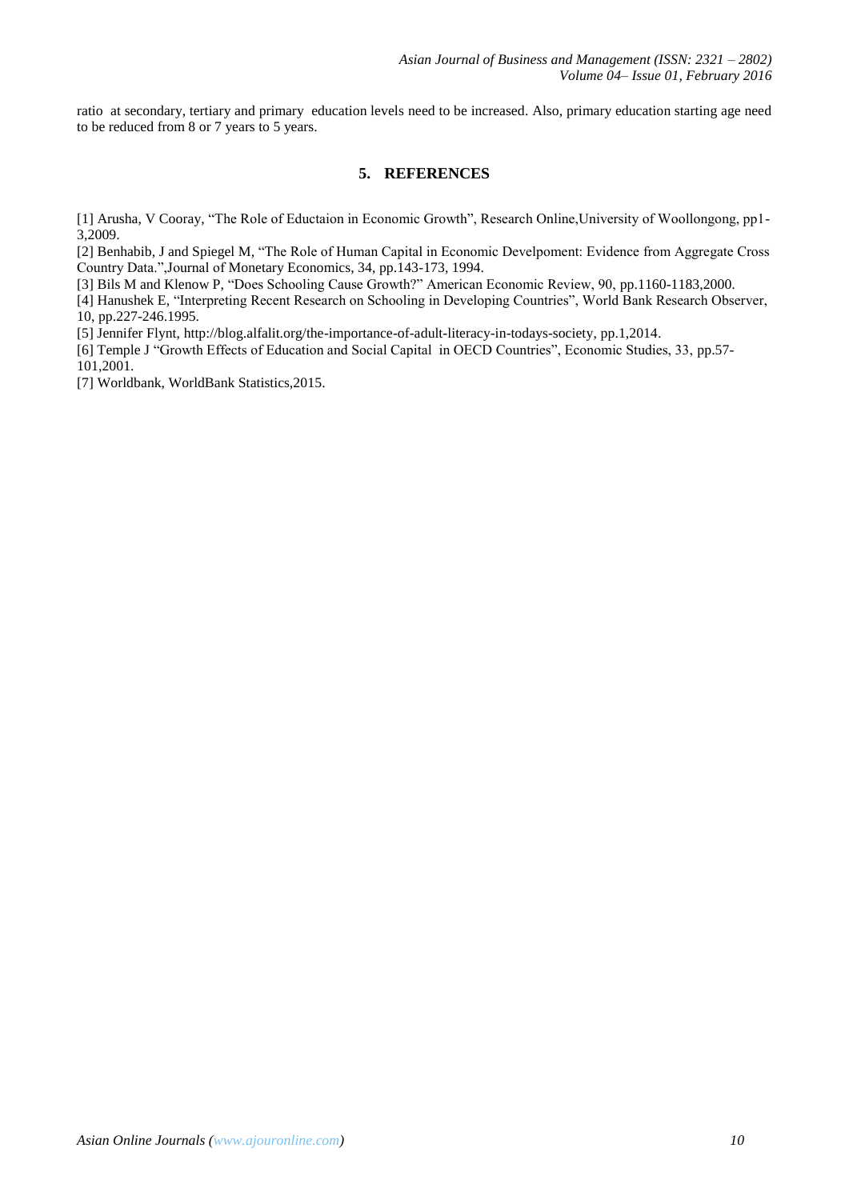ratio at secondary, tertiary and primary education levels need to be increased. Also, primary education starting age need to be reduced from 8 or 7 years to 5 years.

## 5. REFERENCES

[1] Arusha, V Cooray, "The Role of Eductaion in Economic Growth", Research Online,University of Woollongong, pp1-3,2009.

[2] Benhabib, J and Spiegel M, "The Role of Human Capital in Economic Develpoment: Evidence from Aggregate Cross Country Data.",Journal of Monetary Economics, 34, pp.143-173, 1994.

[3] Bils M and Klenow P, "Does Schooling Cause Growth?" American Economic Review, 90, pp.1160-1183,2000.

[4] Hanushek E, "Interpreting Recent Research on Schooling in Developing Countries", World Bank Research Observer, 10, pp.227-246.1995.

[5] Jennifer Flynt, http://blog.alfalit.org/the-importance-of-adult-literacy-in-todays-society, pp.1,2014.

[6] Temple J "Growth Effects of Education and Social Capital in OECD Countries", Economic Studies, 33, pp.57-101,2001.

[7] Worldbank, WorldBank Statistics,2015.